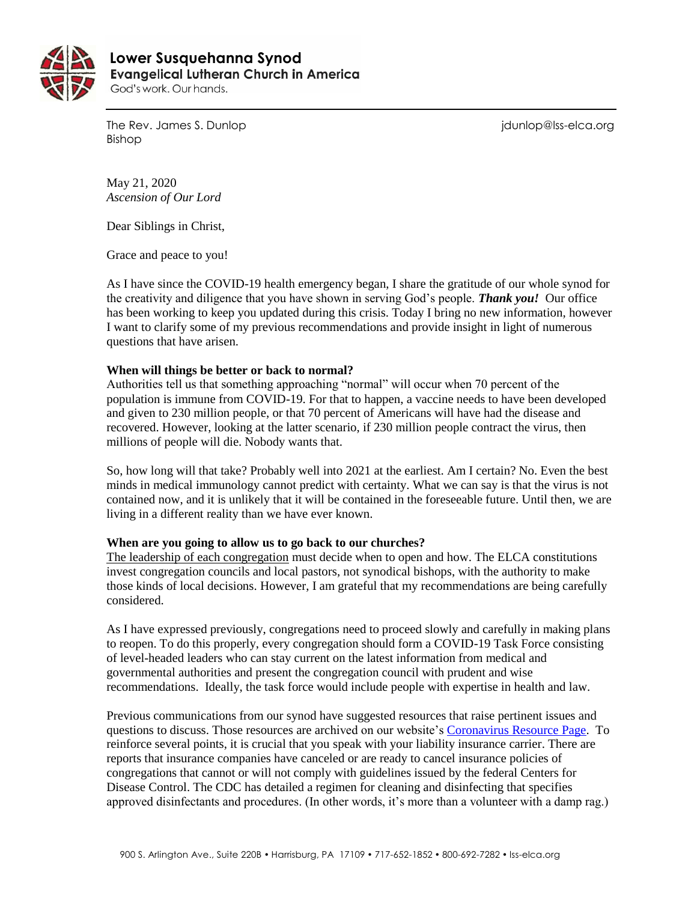**Lower Susquehanna Synod**
**Evangelical Lutheran Church in America**
God's work. Our hands.

The Rev. James S. Dunlop
Bishop

jdunlop@lss-elca.org

May 21, 2020
*Ascension of Our Lord*

Dear Siblings in Christ,

Grace and peace to you!

As I have since the COVID-19 health emergency began, I share the gratitude of our whole synod for the creativity and diligence that you have shown in serving God's people. ***Thank you!*** Our office has been working to keep you updated during this crisis. Today I bring no new information, however I want to clarify some of my previous recommendations and provide insight in light of numerous questions that have arisen.

**When will things be better or back to normal?**

Authorities tell us that something approaching "normal" will occur when 70 percent of the population is immune from COVID-19. For that to happen, a vaccine needs to have been developed and given to 230 million people, or that 70 percent of Americans will have had the disease and recovered. However, looking at the latter scenario, if 230 million people contract the virus, then millions of people will die. Nobody wants that.

So, how long will that take? Probably well into 2021 at the earliest. Am I certain? No. Even the best minds in medical immunology cannot predict with certainty. What we can say is that the virus is not contained now, and it is unlikely that it will be contained in the foreseeable future. Until then, we are living in a different reality than we have ever known.

**When are you going to allow us to go back to our churches?**

The leadership of each congregation must decide when to open and how. The ELCA constitutions invest congregation councils and local pastors, not synodical bishops, with the authority to make those kinds of local decisions. However, I am grateful that my recommendations are being carefully considered.

As I have expressed previously, congregations need to proceed slowly and carefully in making plans to reopen. To do this properly, every congregation should form a COVID-19 Task Force consisting of level-headed leaders who can stay current on the latest information from medical and governmental authorities and present the congregation council with prudent and wise recommendations. Ideally, the task force would include people with expertise in health and law.

Previous communications from our synod have suggested resources that raise pertinent issues and questions to discuss. Those resources are archived on our website's Coronavirus Resource Page. To reinforce several points, it is crucial that you speak with your liability insurance carrier. There are reports that insurance companies have canceled or are ready to cancel insurance policies of congregations that cannot or will not comply with guidelines issued by the federal Centers for Disease Control. The CDC has detailed a regimen for cleaning and disinfecting that specifies approved disinfectants and procedures. (In other words, it's more than a volunteer with a damp rag.)

900 S. Arlington Ave., Suite 220B • Harrisburg, PA 17109 • 717-652-1852 • 800-692-7282 • lss-elca.org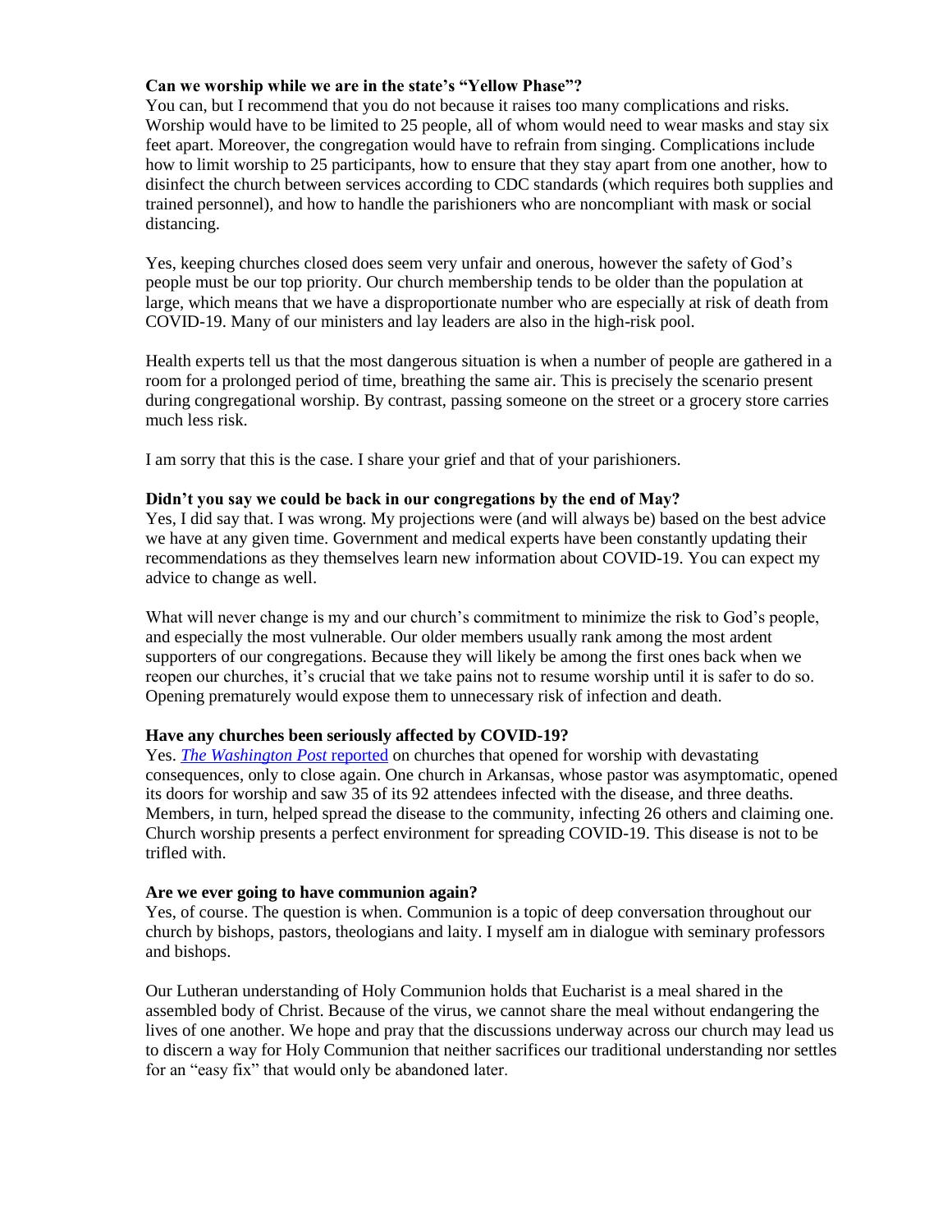**Can we worship while we are in the state's "Yellow Phase"?**

You can, but I recommend that you do not because it raises too many complications and risks. Worship would have to be limited to 25 people, all of whom would need to wear masks and stay six feet apart. Moreover, the congregation would have to refrain from singing. Complications include how to limit worship to 25 participants, how to ensure that they stay apart from one another, how to disinfect the church between services according to CDC standards (which requires both supplies and trained personnel), and how to handle the parishioners who are noncompliant with mask or social distancing.

Yes, keeping churches closed does seem very unfair and onerous, however the safety of God's people must be our top priority. Our church membership tends to be older than the population at large, which means that we have a disproportionate number who are especially at risk of death from COVID-19. Many of our ministers and lay leaders are also in the high-risk pool.

Health experts tell us that the most dangerous situation is when a number of people are gathered in a room for a prolonged period of time, breathing the same air. This is precisely the scenario present during congregational worship. By contrast, passing someone on the street or a grocery store carries much less risk.

I am sorry that this is the case. I share your grief and that of your parishioners.

**Didn't you say we could be back in our congregations by the end of May?**

Yes, I did say that. I was wrong. My projections were (and will always be) based on the best advice we have at any given time. Government and medical experts have been constantly updating their recommendations as they themselves learn new information about COVID-19. You can expect my advice to change as well.

What will never change is my and our church's commitment to minimize the risk to God's people, and especially the most vulnerable. Our older members usually rank among the most ardent supporters of our congregations. Because they will likely be among the first ones back when we reopen our churches, it's crucial that we take pains not to resume worship until it is safer to do so. Opening prematurely would expose them to unnecessary risk of infection and death.

**Have any churches been seriously affected by COVID-19?**

Yes. *The Washington Post* reported on churches that opened for worship with devastating consequences, only to close again. One church in Arkansas, whose pastor was asymptomatic, opened its doors for worship and saw 35 of its 92 attendees infected with the disease, and three deaths. Members, in turn, helped spread the disease to the community, infecting 26 others and claiming one. Church worship presents a perfect environment for spreading COVID-19. This disease is not to be trifled with.

**Are we ever going to have communion again?**

Yes, of course. The question is when. Communion is a topic of deep conversation throughout our church by bishops, pastors, theologians and laity. I myself am in dialogue with seminary professors and bishops.

Our Lutheran understanding of Holy Communion holds that Eucharist is a meal shared in the assembled body of Christ. Because of the virus, we cannot share the meal without endangering the lives of one another. We hope and pray that the discussions underway across our church may lead us to discern a way for Holy Communion that neither sacrifices our traditional understanding nor settles for an "easy fix" that would only be abandoned later.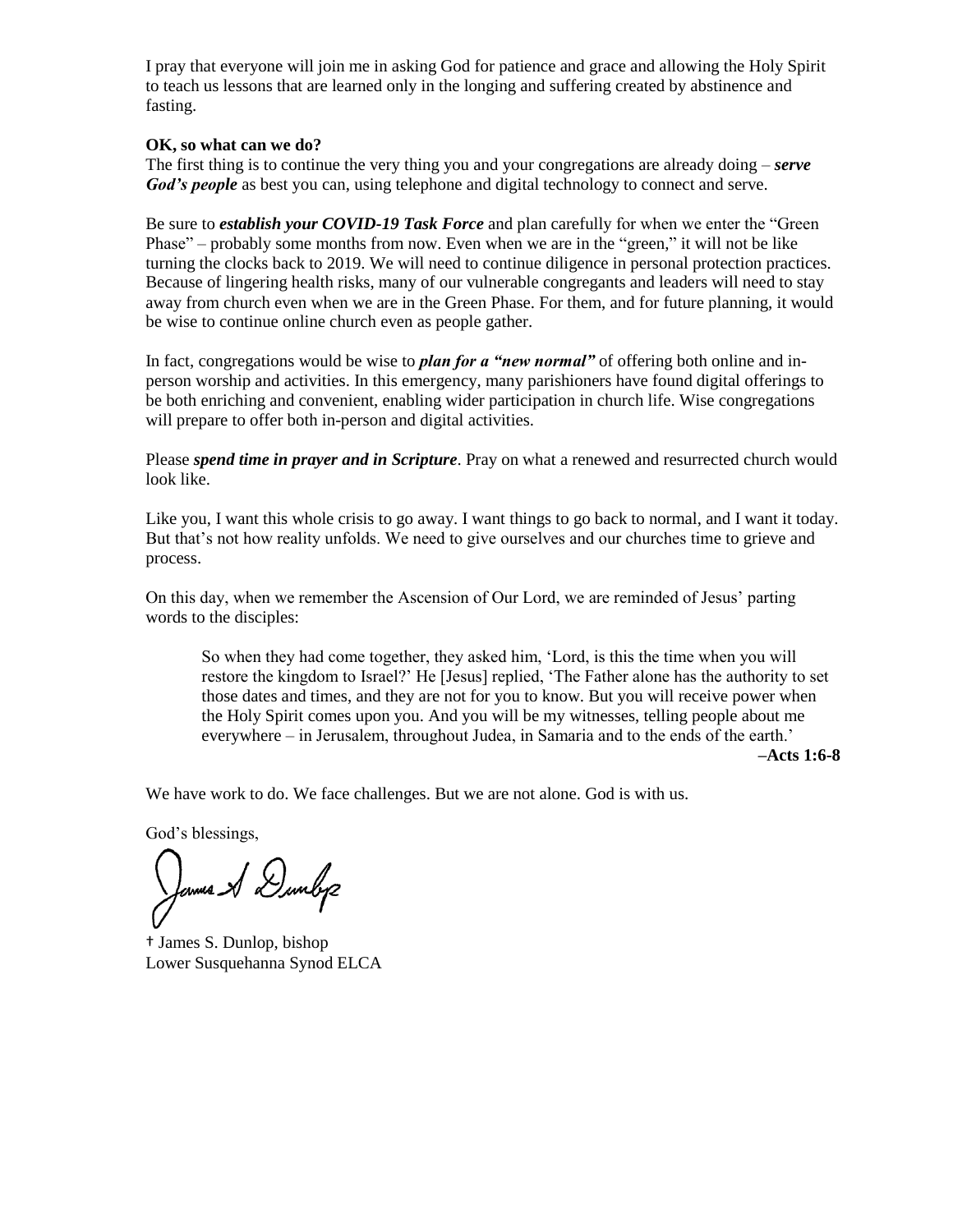I pray that everyone will join me in asking God for patience and grace and allowing the Holy Spirit to teach us lessons that are learned only in the longing and suffering created by abstinence and fasting.

**OK, so what can we do?**

The first thing is to continue the very thing you and your congregations are already doing – ***serve God's people*** as best you can, using telephone and digital technology to connect and serve.

Be sure to ***establish your COVID-19 Task Force*** and plan carefully for when we enter the "Green Phase" – probably some months from now. Even when we are in the "green," it will not be like turning the clocks back to 2019. We will need to continue diligence in personal protection practices. Because of lingering health risks, many of our vulnerable congregants and leaders will need to stay away from church even when we are in the Green Phase. For them, and for future planning, it would be wise to continue online church even as people gather.

In fact, congregations would be wise to ***plan for a "new normal"*** of offering both online and in-person worship and activities. In this emergency, many parishioners have found digital offerings to be both enriching and convenient, enabling wider participation in church life. Wise congregations will prepare to offer both in-person and digital activities.

Please ***spend time in prayer and in Scripture***. Pray on what a renewed and resurrected church would look like.

Like you, I want this whole crisis to go away. I want things to go back to normal, and I want it today. But that's not how reality unfolds. We need to give ourselves and our churches time to grieve and process.

On this day, when we remember the Ascension of Our Lord, we are reminded of Jesus' parting words to the disciples:

> So when they had come together, they asked him, 'Lord, is this the time when you will restore the kingdom to Israel?' He [Jesus] replied, 'The Father alone has the authority to set those dates and times, and they are not for you to know. But you will receive power when the Holy Spirit comes upon you. And you will be my witnesses, telling people about me everywhere – in Jerusalem, throughout Judea, in Samaria and to the ends of the earth.'
>
> **–Acts 1:6-8**

We have work to do. We face challenges. But we are not alone. God is with us.

God's blessings,

† James S. Dunlop, bishop
Lower Susquehanna Synod ELCA